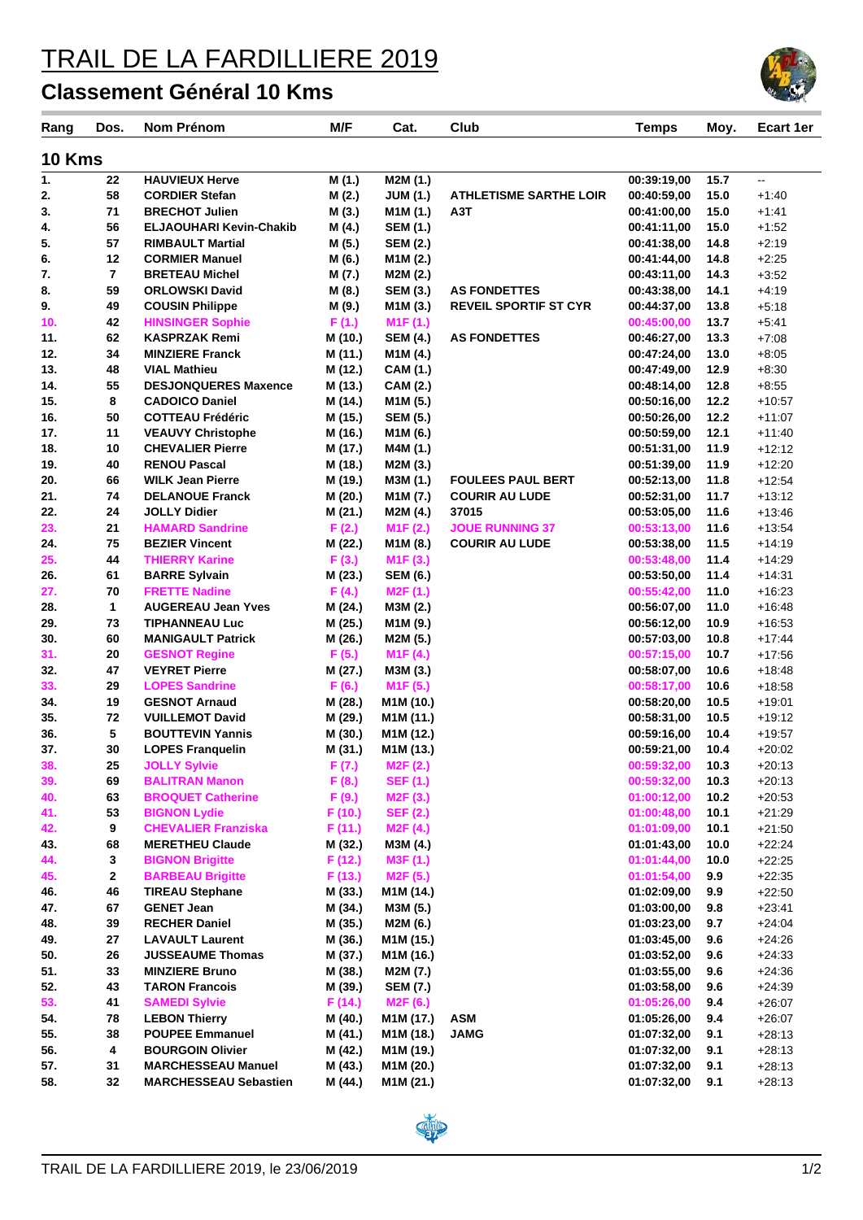# TRAIL DE LA FARDILLIERE 2019

## Classement Général 10 Kms

| Rang | Dos. | Nom Prénom | M/F | Cat. | Club | Temps | Moy. | Ecart 1er |
|---|---|---|---|---|---|---|---|---|
| **10 Kms** | | | | | | | | |
| 1. | 22 | HAUVIEUX Herve | M (1.) | M2M (1.) | | 00:39:19,00 | 15.7 | -- |
| 2. | 58 | CORDIER Stefan | M (2.) | JUM (1.) | ATHLETISME SARTHE LOIR | 00:40:59,00 | 15.0 | +1:40 |
| 3. | 71 | BRECHOT Julien | M (3.) | M1M (1.) | A3T | 00:41:00,00 | 15.0 | +1:41 |
| 4. | 56 | ELJAOUHARI Kevin-Chakib | M (4.) | SEM (1.) | | 00:41:11,00 | 15.0 | +1:52 |
| 5. | 57 | RIMBAULT Martial | M (5.) | SEM (2.) | | 00:41:38,00 | 14.8 | +2:19 |
| 6. | 12 | CORMIER Manuel | M (6.) | M1M (2.) | | 00:41:44,00 | 14.8 | +2:25 |
| 7. | 7 | BRETEAU Michel | M (7.) | M2M (2.) | | 00:43:11,00 | 14.3 | +3:52 |
| 8. | 59 | ORLOWSKI David | M (8.) | SEM (3.) | AS FONDETTES | 00:43:38,00 | 14.1 | +4:19 |
| 9. | 49 | COUSIN Philippe | M (9.) | M1M (3.) | REVEIL SPORTIF ST CYR | 00:44:37,00 | 13.8 | +5:18 |
| 10. | 42 | HINSINGER Sophie | F (1.) | M1F (1.) | | 00:45:00,00 | 13.7 | +5:41 |
| 11. | 62 | KASPRZAK Remi | M (10.) | SEM (4.) | AS FONDETTES | 00:46:27,00 | 13.3 | +7:08 |
| 12. | 34 | MINZIERE Franck | M (11.) | M1M (4.) | | 00:47:24,00 | 13.0 | +8:05 |
| 13. | 48 | VIAL Mathieu | M (12.) | CAM (1.) | | 00:47:49,00 | 12.9 | +8:30 |
| 14. | 55 | DESJONQUERES Maxence | M (13.) | CAM (2.) | | 00:48:14,00 | 12.8 | +8:55 |
| 15. | 8 | CADOICO Daniel | M (14.) | M1M (5.) | | 00:50:16,00 | 12.2 | +10:57 |
| 16. | 50 | COTTEAU Frédéric | M (15.) | SEM (5.) | | 00:50:26,00 | 12.2 | +11:07 |
| 17. | 11 | VEAUVY Christophe | M (16.) | M1M (6.) | | 00:50:59,00 | 12.1 | +11:40 |
| 18. | 10 | CHEVALIER Pierre | M (17.) | M4M (1.) | | 00:51:31,00 | 11.9 | +12:12 |
| 19. | 40 | RENOU Pascal | M (18.) | M2M (3.) | | 00:51:39,00 | 11.9 | +12:20 |
| 20. | 66 | WILK Jean Pierre | M (19.) | M3M (1.) | FOULEES PAUL BERT | 00:52:13,00 | 11.8 | +12:54 |
| 21. | 74 | DELANOUE Franck | M (20.) | M1M (7.) | COURIR AU LUDE | 00:52:31,00 | 11.7 | +13:12 |
| 22. | 24 | JOLLY Didier | M (21.) | M2M (4.) | 37015 | 00:53:05,00 | 11.6 | +13:46 |
| 23. | 21 | HAMARD Sandrine | F (2.) | M1F (2.) | JOUE RUNNING 37 | 00:53:13,00 | 11.6 | +13:54 |
| 24. | 75 | BEZIER Vincent | M (22.) | M1M (8.) | COURIR AU LUDE | 00:53:38,00 | 11.5 | +14:19 |
| 25. | 44 | THIERRY Karine | F (3.) | M1F (3.) | | 00:53:48,00 | 11.4 | +14:29 |
| 26. | 61 | BARRE Sylvain | M (23.) | SEM (6.) | | 00:53:50,00 | 11.4 | +14:31 |
| 27. | 70 | FRETTE Nadine | F (4.) | M2F (1.) | | 00:55:42,00 | 11.0 | +16:23 |
| 28. | 1 | AUGEREAU Jean Yves | M (24.) | M3M (2.) | | 00:56:07,00 | 11.0 | +16:48 |
| 29. | 73 | TIPHANNEAU Luc | M (25.) | M1M (9.) | | 00:56:12,00 | 10.9 | +16:53 |
| 30. | 60 | MANIGAULT Patrick | M (26.) | M2M (5.) | | 00:57:03,00 | 10.8 | +17:44 |
| 31. | 20 | GESNOT Regine | F (5.) | M1F (4.) | | 00:57:15,00 | 10.7 | +17:56 |
| 32. | 47 | VEYRET Pierre | M (27.) | M3M (3.) | | 00:58:07,00 | 10.6 | +18:48 |
| 33. | 29 | LOPES Sandrine | F (6.) | M1F (5.) | | 00:58:17,00 | 10.6 | +18:58 |
| 34. | 19 | GESNOT Arnaud | M (28.) | M1M (10.) | | 00:58:20,00 | 10.5 | +19:01 |
| 35. | 72 | VUILLEMOT David | M (29.) | M1M (11.) | | 00:58:31,00 | 10.5 | +19:12 |
| 36. | 5 | BOUTTEVIN Yannis | M (30.) | M1M (12.) | | 00:59:16,00 | 10.4 | +19:57 |
| 37. | 30 | LOPES Franquelin | M (31.) | M1M (13.) | | 00:59:21,00 | 10.4 | +20:02 |
| 38. | 25 | JOLLY Sylvie | F (7.) | M2F (2.) | | 00:59:32,00 | 10.3 | +20:13 |
| 39. | 69 | BALITRAN Manon | F (8.) | SEF (1.) | | 00:59:32,00 | 10.3 | +20:13 |
| 40. | 63 | BROQUET Catherine | F (9.) | M2F (3.) | | 01:00:12,00 | 10.2 | +20:53 |
| 41. | 53 | BIGNON Lydie | F (10.) | SEF (2.) | | 01:00:48,00 | 10.1 | +21:29 |
| 42. | 9 | CHEVALIER Franziska | F (11.) | M2F (4.) | | 01:01:09,00 | 10.1 | +21:50 |
| 43. | 68 | MERETHEU Claude | M (32.) | M3M (4.) | | 01:01:43,00 | 10.0 | +22:24 |
| 44. | 3 | BIGNON Brigitte | F (12.) | M3F (1.) | | 01:01:44,00 | 10.0 | +22:25 |
| 45. | 2 | BARBEAU Brigitte | F (13.) | M2F (5.) | | 01:01:54,00 | 9.9 | +22:35 |
| 46. | 46 | TIREAU Stephane | M (33.) | M1M (14.) | | 01:02:09,00 | 9.9 | +22:50 |
| 47. | 67 | GENET Jean | M (34.) | M3M (5.) | | 01:03:00,00 | 9.8 | +23:41 |
| 48. | 39 | RECHER Daniel | M (35.) | M2M (6.) | | 01:03:23,00 | 9.7 | +24:04 |
| 49. | 27 | LAVAULT Laurent | M (36.) | M1M (15.) | | 01:03:45,00 | 9.6 | +24:26 |
| 50. | 26 | JUSSEAUME Thomas | M (37.) | M1M (16.) | | 01:03:52,00 | 9.6 | +24:33 |
| 51. | 33 | MINZIERE Bruno | M (38.) | M2M (7.) | | 01:03:55,00 | 9.6 | +24:36 |
| 52. | 43 | TARON Francois | M (39.) | SEM (7.) | | 01:03:58,00 | 9.6 | +24:39 |
| 53. | 41 | SAMEDI Sylvie | F (14.) | M2F (6.) | | 01:05:26,00 | 9.4 | +26:07 |
| 54. | 78 | LEBON Thierry | M (40.) | M1M (17.) | ASM | 01:05:26,00 | 9.4 | +26:07 |
| 55. | 38 | POUPEE Emmanuel | M (41.) | M1M (18.) | JAMG | 01:07:32,00 | 9.1 | +28:13 |
| 56. | 4 | BOURGOIN Olivier | M (42.) | M1M (19.) | | 01:07:32,00 | 9.1 | +28:13 |
| 57. | 31 | MARCHESSEAU Manuel | M (43.) | M1M (20.) | | 01:07:32,00 | 9.1 | +28:13 |
| 58. | 32 | MARCHESSEAU Sebastien | M (44.) | M1M (21.) | | 01:07:32,00 | 9.1 | +28:13 |

TRAIL DE LA FARDILLIERE 2019, le 23/06/2019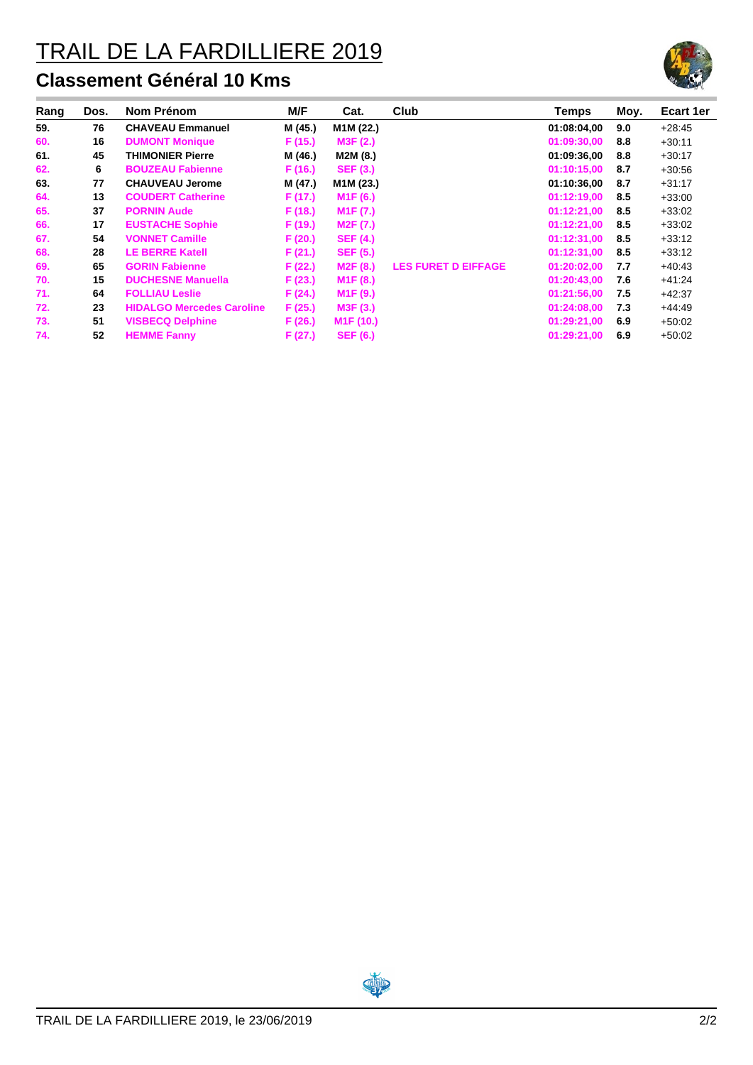# TRAIL DE LA FARDILLIERE 2019

## Classement Général 10 Kms

| Rang | Dos. | Nom Prénom | M/F | Cat. | Club | Temps | Moy. | Ecart 1er |
|---|---|---|---|---|---|---|---|---|
| 59. | 76 | CHAVEAU Emmanuel | M (45.) | M1M (22.) | | 01:08:04,00 | 9.0 | +28:45 |
| 60. | 16 | DUMONT Monique | F (15.) | M3F (2.) | | 01:09:30,00 | 8.8 | +30:11 |
| 61. | 45 | THIMONIER Pierre | M (46.) | M2M (8.) | | 01:09:36,00 | 8.8 | +30:17 |
| 62. | 6 | BOUZEAU Fabienne | F (16.) | SEF (3.) | | 01:10:15,00 | 8.7 | +30:56 |
| 63. | 77 | CHAUVEAU Jerome | M (47.) | M1M (23.) | | 01:10:36,00 | 8.7 | +31:17 |
| 64. | 13 | COUDERT Catherine | F (17.) | M1F (6.) | | 01:12:19,00 | 8.5 | +33:00 |
| 65. | 37 | PORNIN Aude | F (18.) | M1F (7.) | | 01:12:21,00 | 8.5 | +33:02 |
| 66. | 17 | EUSTACHE Sophie | F (19.) | M2F (7.) | | 01:12:21,00 | 8.5 | +33:02 |
| 67. | 54 | VONNET Camille | F (20.) | SEF (4.) | | 01:12:31,00 | 8.5 | +33:12 |
| 68. | 28 | LE BERRE Katell | F (21.) | SEF (5.) | | 01:12:31,00 | 8.5 | +33:12 |
| 69. | 65 | GORIN Fabienne | F (22.) | M2F (8.) | LES FURET D EIFFAGE | 01:20:02,00 | 7.7 | +40:43 |
| 70. | 15 | DUCHESNE Manuella | F (23.) | M1F (8.) | | 01:20:43,00 | 7.6 | +41:24 |
| 71. | 64 | FOLLIAU Leslie | F (24.) | M1F (9.) | | 01:21:56,00 | 7.5 | +42:37 |
| 72. | 23 | HIDALGO Mercedes Caroline | F (25.) | M3F (3.) | | 01:24:08,00 | 7.3 | +44:49 |
| 73. | 51 | VISBECQ Delphine | F (26.) | M1F (10.) | | 01:29:21,00 | 6.9 | +50:02 |
| 74. | 52 | HEMME Fanny | F (27.) | SEF (6.) | | 01:29:21,00 | 6.9 | +50:02 |

TRAIL DE LA FARDILLIERE 2019, le 23/06/2019